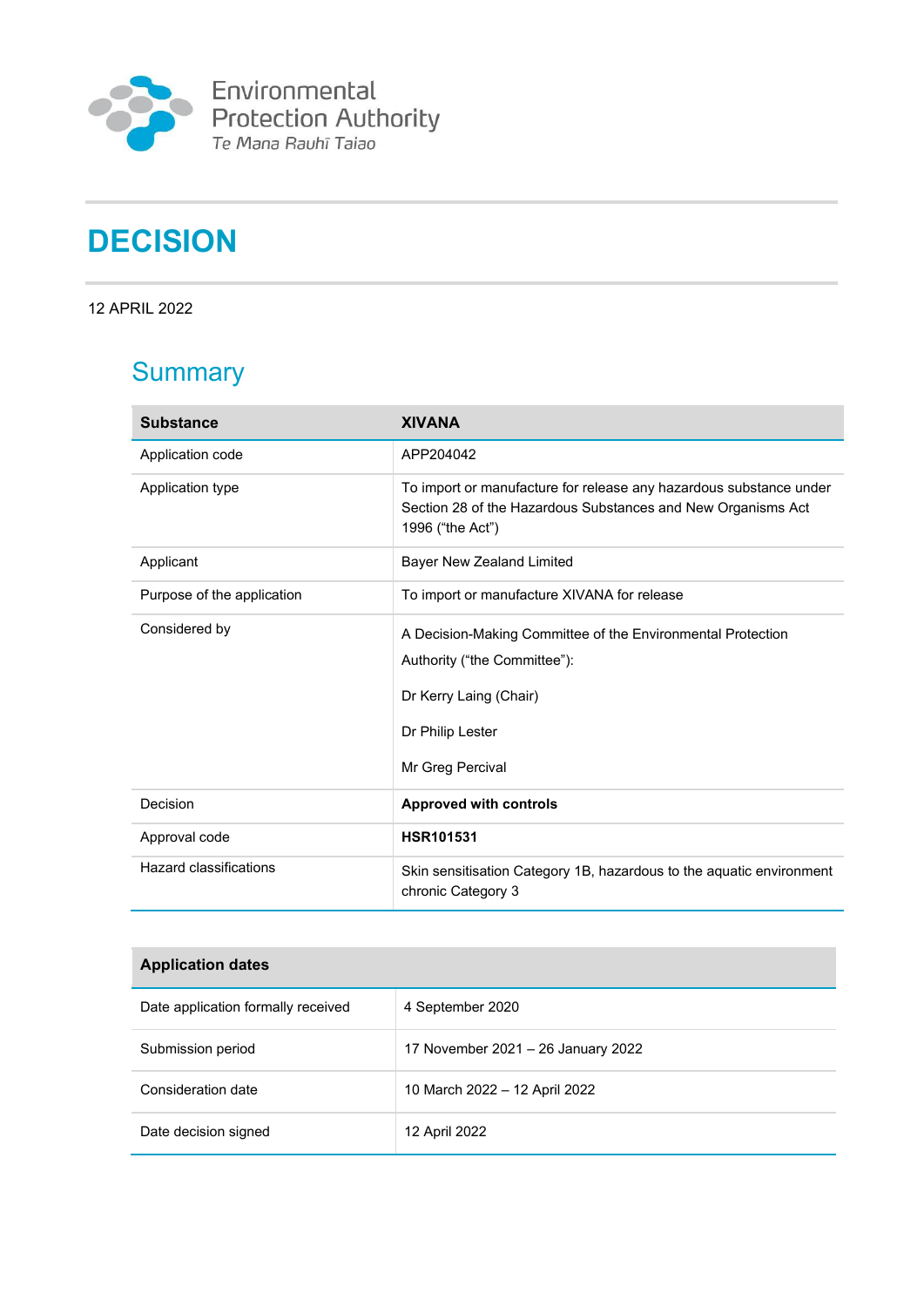Environmental Protection Authority
Te Mana Rauhī Taiao

# DECISION

12 APRIL 2022

## Summary

| Substance | XIVANA |
|---|---|
| Application code | APP204042 |
| Application type | To import or manufacture for release any hazardous substance under Section 28 of the Hazardous Substances and New Organisms Act 1996 ("the Act") |
| Applicant | Bayer New Zealand Limited |
| Purpose of the application | To import or manufacture XIVANA for release |
| Considered by | A Decision-Making Committee of the Environmental Protection Authority ("the Committee"):<br><br>Dr Kerry Laing (Chair)<br><br>Dr Philip Lester<br><br>Mr Greg Percival |
| Decision | **Approved with controls** |
| Approval code | **HSR101531** |
| Hazard classifications | Skin sensitisation Category 1B, hazardous to the aquatic environment chronic Category 3 |

| Application dates | |
|---|---|
| Date application formally received | 4 September 2020 |
| Submission period | 17 November 2021 – 26 January 2022 |
| Consideration date | 10 March 2022 – 12 April 2022 |
| Date decision signed | 12 April 2022 |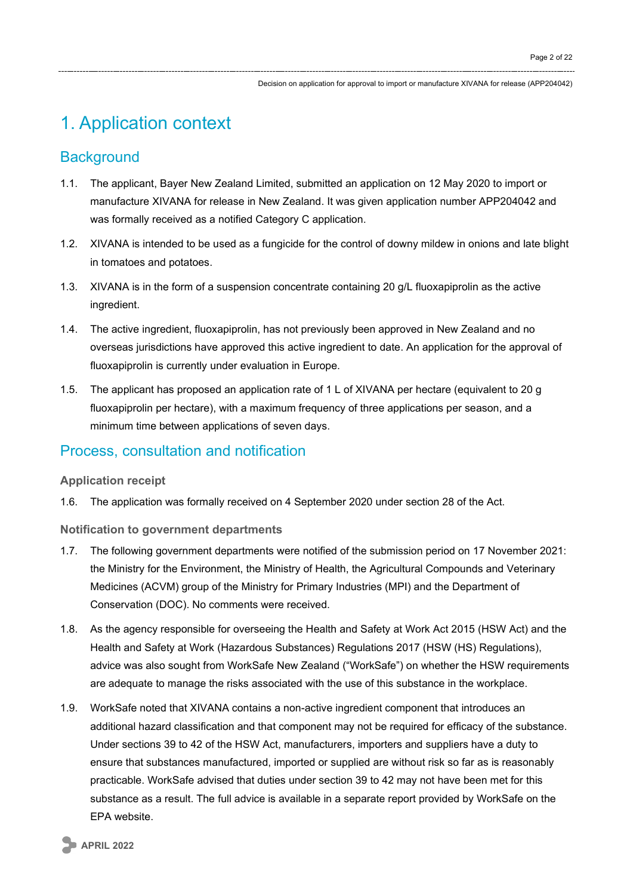# 1. Application context

## Background

1.1. The applicant, Bayer New Zealand Limited, submitted an application on 12 May 2020 to import or manufacture XIVANA for release in New Zealand. It was given application number APP204042 and was formally received as a notified Category C application.

1.2. XIVANA is intended to be used as a fungicide for the control of downy mildew in onions and late blight in tomatoes and potatoes.

1.3. XIVANA is in the form of a suspension concentrate containing 20 g/L fluoxapiprolin as the active ingredient.

1.4. The active ingredient, fluoxapiprolin, has not previously been approved in New Zealand and no overseas jurisdictions have approved this active ingredient to date. An application for the approval of fluoxapiprolin is currently under evaluation in Europe.

1.5. The applicant has proposed an application rate of 1 L of XIVANA per hectare (equivalent to 20 g fluoxapiprolin per hectare), with a maximum frequency of three applications per season, and a minimum time between applications of seven days.

## Process, consultation and notification

### Application receipt

1.6. The application was formally received on 4 September 2020 under section 28 of the Act.

### Notification to government departments

1.7. The following government departments were notified of the submission period on 17 November 2021: the Ministry for the Environment, the Ministry of Health, the Agricultural Compounds and Veterinary Medicines (ACVM) group of the Ministry for Primary Industries (MPI) and the Department of Conservation (DOC). No comments were received.

1.8. As the agency responsible for overseeing the Health and Safety at Work Act 2015 (HSW Act) and the Health and Safety at Work (Hazardous Substances) Regulations 2017 (HSW (HS) Regulations), advice was also sought from WorkSafe New Zealand ("WorkSafe") on whether the HSW requirements are adequate to manage the risks associated with the use of this substance in the workplace.

1.9. WorkSafe noted that XIVANA contains a non-active ingredient component that introduces an additional hazard classification and that component may not be required for efficacy of the substance. Under sections 39 to 42 of the HSW Act, manufacturers, importers and suppliers have a duty to ensure that substances manufactured, imported or supplied are without risk so far as is reasonably practicable. WorkSafe advised that duties under section 39 to 42 may not have been met for this substance as a result. The full advice is available in a separate report provided by WorkSafe on the EPA website.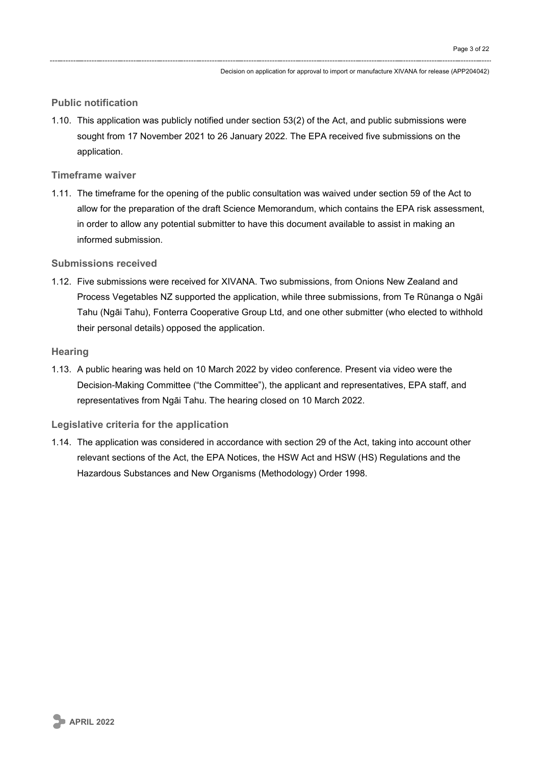### Public notification

1.10. This application was publicly notified under section 53(2) of the Act, and public submissions were sought from 17 November 2021 to 26 January 2022. The EPA received five submissions on the application.

### Timeframe waiver

1.11. The timeframe for the opening of the public consultation was waived under section 59 of the Act to allow for the preparation of the draft Science Memorandum, which contains the EPA risk assessment, in order to allow any potential submitter to have this document available to assist in making an informed submission.

### Submissions received

1.12. Five submissions were received for XIVANA. Two submissions, from Onions New Zealand and Process Vegetables NZ supported the application, while three submissions, from Te Rūnanga o Ngāi Tahu (Ngāi Tahu), Fonterra Cooperative Group Ltd, and one other submitter (who elected to withhold their personal details) opposed the application.

### Hearing

1.13. A public hearing was held on 10 March 2022 by video conference. Present via video were the Decision-Making Committee ("the Committee"), the applicant and representatives, EPA staff, and representatives from Ngāi Tahu. The hearing closed on 10 March 2022.

### Legislative criteria for the application

1.14. The application was considered in accordance with section 29 of the Act, taking into account other relevant sections of the Act, the EPA Notices, the HSW Act and HSW (HS) Regulations and the Hazardous Substances and New Organisms (Methodology) Order 1998.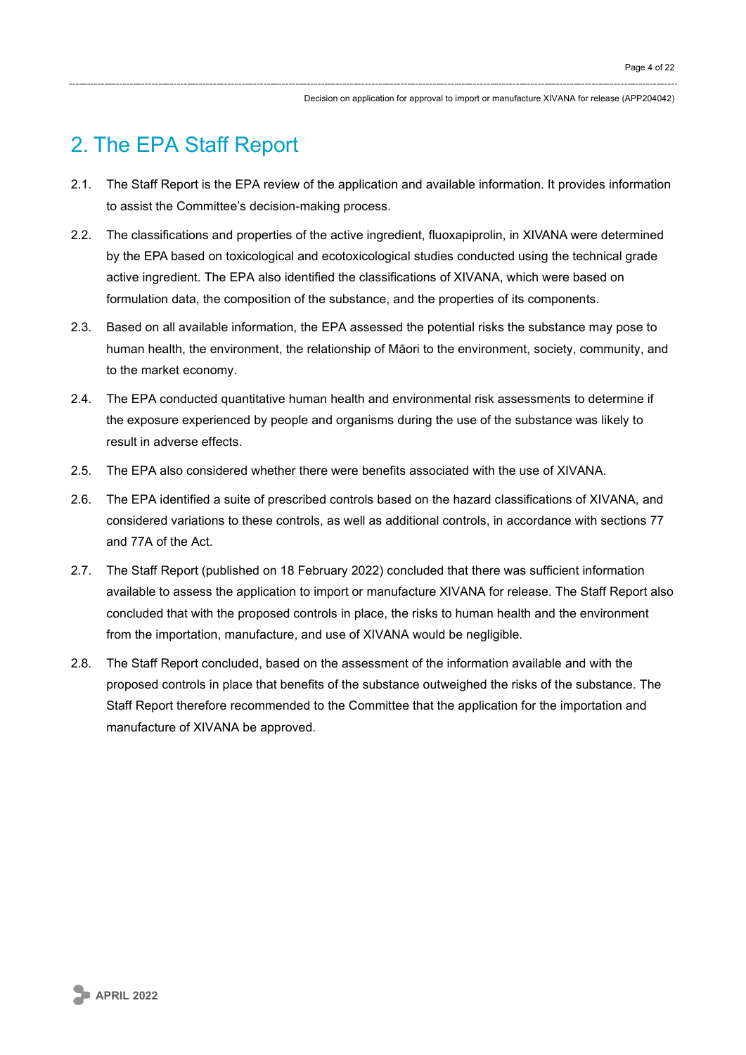# 2. The EPA Staff Report

2.1. The Staff Report is the EPA review of the application and available information. It provides information to assist the Committee's decision-making process.

2.2. The classifications and properties of the active ingredient, fluoxapiprolin, in XIVANA were determined by the EPA based on toxicological and ecotoxicological studies conducted using the technical grade active ingredient. The EPA also identified the classifications of XIVANA, which were based on formulation data, the composition of the substance, and the properties of its components.

2.3. Based on all available information, the EPA assessed the potential risks the substance may pose to human health, the environment, the relationship of Māori to the environment, society, community, and to the market economy.

2.4. The EPA conducted quantitative human health and environmental risk assessments to determine if the exposure experienced by people and organisms during the use of the substance was likely to result in adverse effects.

2.5. The EPA also considered whether there were benefits associated with the use of XIVANA.

2.6. The EPA identified a suite of prescribed controls based on the hazard classifications of XIVANA, and considered variations to these controls, as well as additional controls, in accordance with sections 77 and 77A of the Act.

2.7. The Staff Report (published on 18 February 2022) concluded that there was sufficient information available to assess the application to import or manufacture XIVANA for release. The Staff Report also concluded that with the proposed controls in place, the risks to human health and the environment from the importation, manufacture, and use of XIVANA would be negligible.

2.8. The Staff Report concluded, based on the assessment of the information available and with the proposed controls in place that benefits of the substance outweighed the risks of the substance. The Staff Report therefore recommended to the Committee that the application for the importation and manufacture of XIVANA be approved.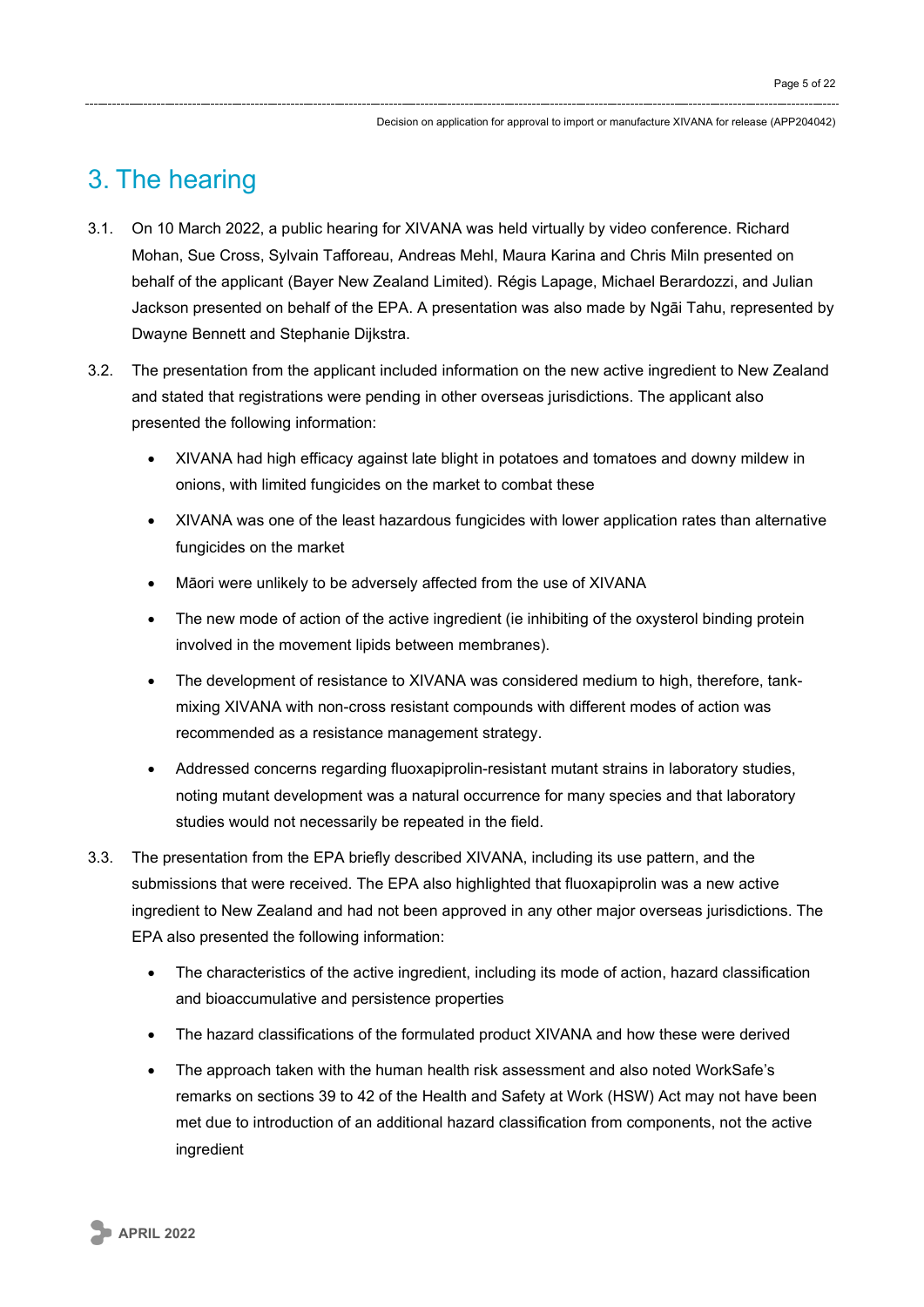## 3. The hearing

3.1. On 10 March 2022, a public hearing for XIVANA was held virtually by video conference. Richard Mohan, Sue Cross, Sylvain Tafforeau, Andreas Mehl, Maura Karina and Chris Miln presented on behalf of the applicant (Bayer New Zealand Limited). Régis Lapage, Michael Berardozzi, and Julian Jackson presented on behalf of the EPA. A presentation was also made by Ngāi Tahu, represented by Dwayne Bennett and Stephanie Dijkstra.

3.2. The presentation from the applicant included information on the new active ingredient to New Zealand and stated that registrations were pending in other overseas jurisdictions. The applicant also presented the following information:

- XIVANA had high efficacy against late blight in potatoes and tomatoes and downy mildew in onions, with limited fungicides on the market to combat these
- XIVANA was one of the least hazardous fungicides with lower application rates than alternative fungicides on the market
- Māori were unlikely to be adversely affected from the use of XIVANA
- The new mode of action of the active ingredient (ie inhibiting of the oxysterol binding protein involved in the movement lipids between membranes).
- The development of resistance to XIVANA was considered medium to high, therefore, tank-mixing XIVANA with non-cross resistant compounds with different modes of action was recommended as a resistance management strategy.
- Addressed concerns regarding fluoxapiprolin-resistant mutant strains in laboratory studies, noting mutant development was a natural occurrence for many species and that laboratory studies would not necessarily be repeated in the field.

3.3. The presentation from the EPA briefly described XIVANA, including its use pattern, and the submissions that were received. The EPA also highlighted that fluoxapiprolin was a new active ingredient to New Zealand and had not been approved in any other major overseas jurisdictions. The EPA also presented the following information:

- The characteristics of the active ingredient, including its mode of action, hazard classification and bioaccumulative and persistence properties
- The hazard classifications of the formulated product XIVANA and how these were derived
- The approach taken with the human health risk assessment and also noted WorkSafe's remarks on sections 39 to 42 of the Health and Safety at Work (HSW) Act may not have been met due to introduction of an additional hazard classification from components, not the active ingredient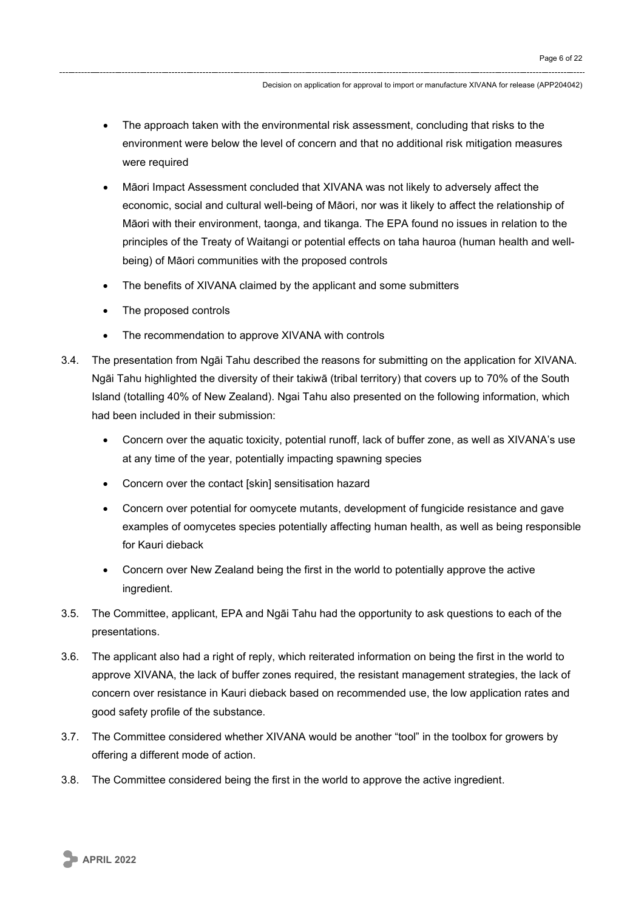- The approach taken with the environmental risk assessment, concluding that risks to the environment were below the level of concern and that no additional risk mitigation measures were required
- Māori Impact Assessment concluded that XIVANA was not likely to adversely affect the economic, social and cultural well-being of Māori, nor was it likely to affect the relationship of Māori with their environment, taonga, and tikanga. The EPA found no issues in relation to the principles of the Treaty of Waitangi or potential effects on taha hauroa (human health and well-being) of Māori communities with the proposed controls
- The benefits of XIVANA claimed by the applicant and some submitters
- The proposed controls
- The recommendation to approve XIVANA with controls

3.4. The presentation from Ngāi Tahu described the reasons for submitting on the application for XIVANA. Ngāi Tahu highlighted the diversity of their takiwā (tribal territory) that covers up to 70% of the South Island (totalling 40% of New Zealand). Ngai Tahu also presented on the following information, which had been included in their submission:

- Concern over the aquatic toxicity, potential runoff, lack of buffer zone, as well as XIVANA's use at any time of the year, potentially impacting spawning species
- Concern over the contact [skin] sensitisation hazard
- Concern over potential for oomycete mutants, development of fungicide resistance and gave examples of oomycetes species potentially affecting human health, as well as being responsible for Kauri dieback
- Concern over New Zealand being the first in the world to potentially approve the active ingredient.

3.5. The Committee, applicant, EPA and Ngāi Tahu had the opportunity to ask questions to each of the presentations.

3.6. The applicant also had a right of reply, which reiterated information on being the first in the world to approve XIVANA, the lack of buffer zones required, the resistant management strategies, the lack of concern over resistance in Kauri dieback based on recommended use, the low application rates and good safety profile of the substance.

3.7. The Committee considered whether XIVANA would be another "tool" in the toolbox for growers by offering a different mode of action.

3.8. The Committee considered being the first in the world to approve the active ingredient.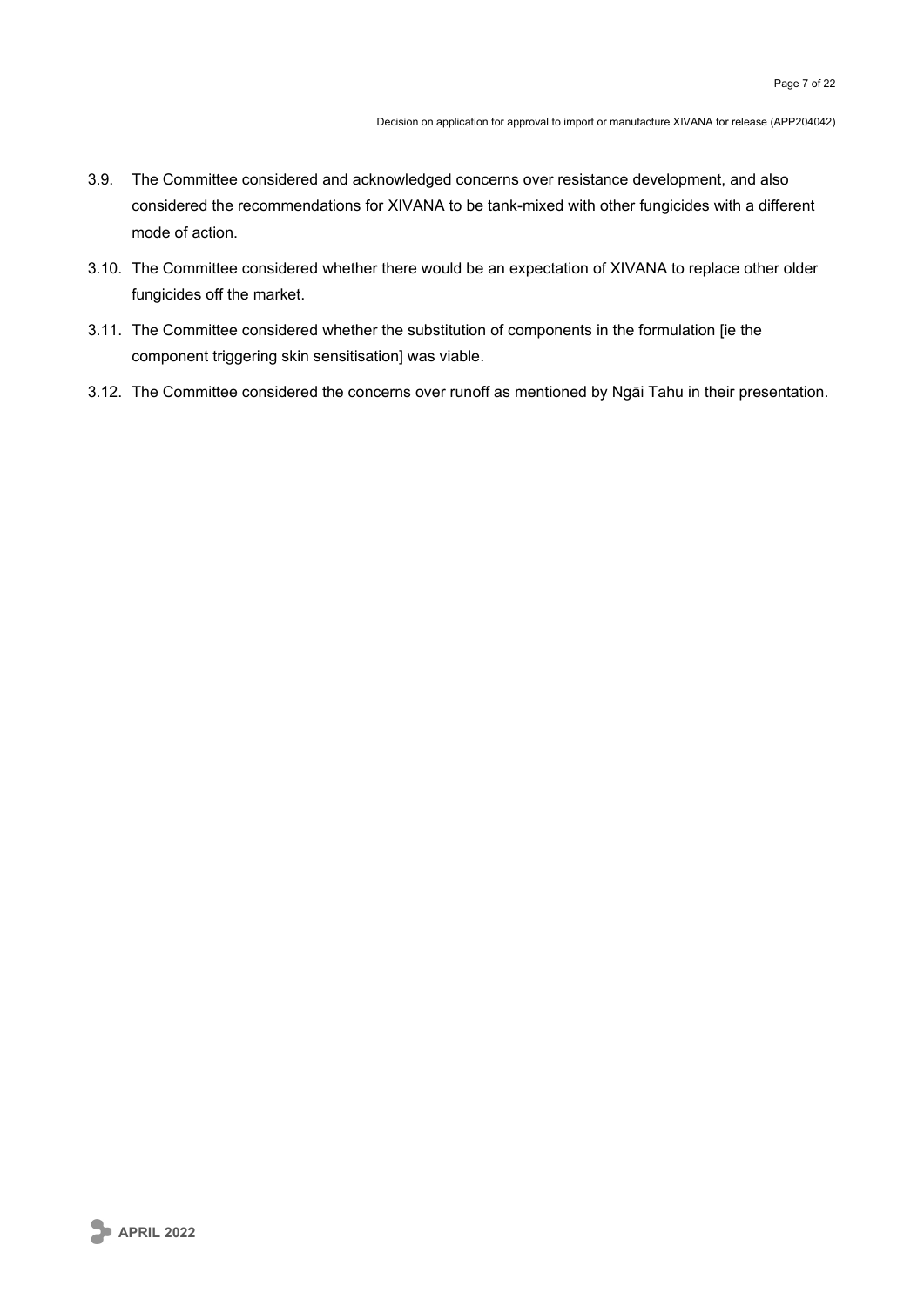3.9. The Committee considered and acknowledged concerns over resistance development, and also considered the recommendations for XIVANA to be tank-mixed with other fungicides with a different mode of action.

3.10. The Committee considered whether there would be an expectation of XIVANA to replace other older fungicides off the market.

3.11. The Committee considered whether the substitution of components in the formulation [ie the component triggering skin sensitisation] was viable.

3.12. The Committee considered the concerns over runoff as mentioned by Ngāi Tahu in their presentation.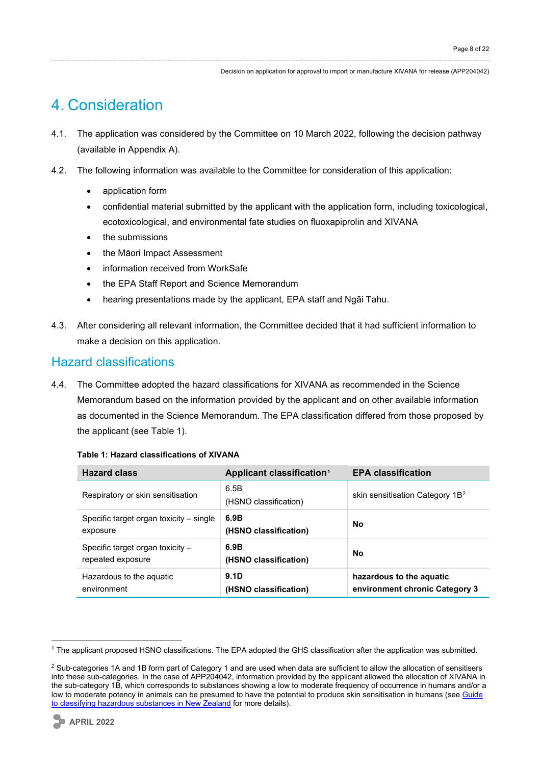# 4. Consideration

4.1. The application was considered by the Committee on 10 March 2022, following the decision pathway (available in Appendix A).

4.2. The following information was available to the Committee for consideration of this application:

- application form
- confidential material submitted by the applicant with the application form, including toxicological, ecotoxicological, and environmental fate studies on fluoxapiprolin and XIVANA
- the submissions
- the Māori Impact Assessment
- information received from WorkSafe
- the EPA Staff Report and Science Memorandum
- hearing presentations made by the applicant, EPA staff and Ngāi Tahu.

4.3. After considering all relevant information, the Committee decided that it had sufficient information to make a decision on this application.

## Hazard classifications

4.4. The Committee adopted the hazard classifications for XIVANA as recommended in the Science Memorandum based on the information provided by the applicant and on other available information as documented in the Science Memorandum. The EPA classification differed from those proposed by the applicant (see Table 1).

**Table 1: Hazard classifications of XIVANA**

| Hazard class | Applicant classification[1] | EPA classification |
|---|---|---|
| Respiratory or skin sensitisation | 6.5B (HSNO classification) | skin sensitisation Category 1B[2] |
| Specific target organ toxicity – single exposure | **6.9B (HSNO classification)** | **No** |
| Specific target organ toxicity – repeated exposure | **6.9B (HSNO classification)** | **No** |
| Hazardous to the aquatic environment | **9.1D (HSNO classification)** | **hazardous to the aquatic environment chronic Category 3** |

[1] The applicant proposed HSNO classifications. The EPA adopted the GHS classification after the application was submitted.

[2] Sub-categories 1A and 1B form part of Category 1 and are used when data are sufficient to allow the allocation of sensitisers into these sub-categories. In the case of APP204042, information provided by the applicant allowed the allocation of XIVANA in the sub-category 1B, which corresponds to substances showing a low to moderate frequency of occurrence in humans and/or a low to moderate potency in animals can be presumed to have the potential to produce skin sensitisation in humans (see Guide to classifying hazardous substances in New Zealand for more details).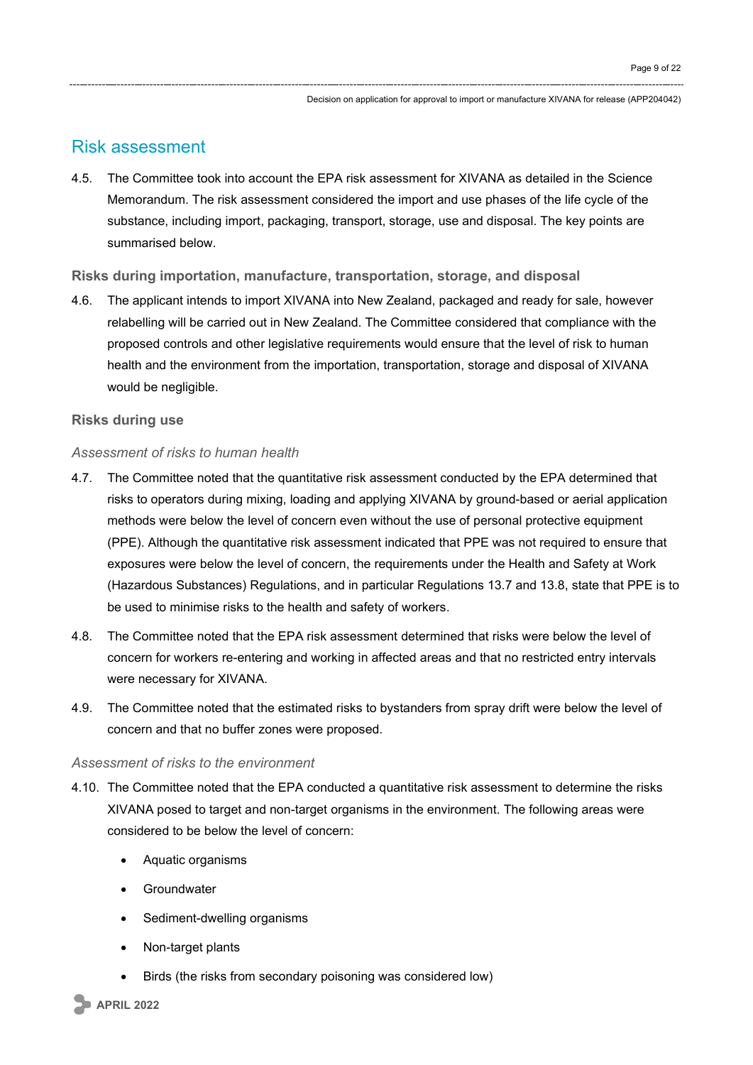## Risk assessment

4.5. The Committee took into account the EPA risk assessment for XIVANA as detailed in the Science Memorandum. The risk assessment considered the import and use phases of the life cycle of the substance, including import, packaging, transport, storage, use and disposal. The key points are summarised below.

### Risks during importation, manufacture, transportation, storage, and disposal

4.6. The applicant intends to import XIVANA into New Zealand, packaged and ready for sale, however relabelling will be carried out in New Zealand. The Committee considered that compliance with the proposed controls and other legislative requirements would ensure that the level of risk to human health and the environment from the importation, transportation, storage and disposal of XIVANA would be negligible.

### Risks during use

*Assessment of risks to human health*

4.7. The Committee noted that the quantitative risk assessment conducted by the EPA determined that risks to operators during mixing, loading and applying XIVANA by ground-based or aerial application methods were below the level of concern even without the use of personal protective equipment (PPE). Although the quantitative risk assessment indicated that PPE was not required to ensure that exposures were below the level of concern, the requirements under the Health and Safety at Work (Hazardous Substances) Regulations, and in particular Regulations 13.7 and 13.8, state that PPE is to be used to minimise risks to the health and safety of workers.

4.8. The Committee noted that the EPA risk assessment determined that risks were below the level of concern for workers re-entering and working in affected areas and that no restricted entry intervals were necessary for XIVANA.

4.9. The Committee noted that the estimated risks to bystanders from spray drift were below the level of concern and that no buffer zones were proposed.

*Assessment of risks to the environment*

4.10. The Committee noted that the EPA conducted a quantitative risk assessment to determine the risks XIVANA posed to target and non-target organisms in the environment. The following areas were considered to be below the level of concern:

- Aquatic organisms
- Groundwater
- Sediment-dwelling organisms
- Non-target plants
- Birds (the risks from secondary poisoning was considered low)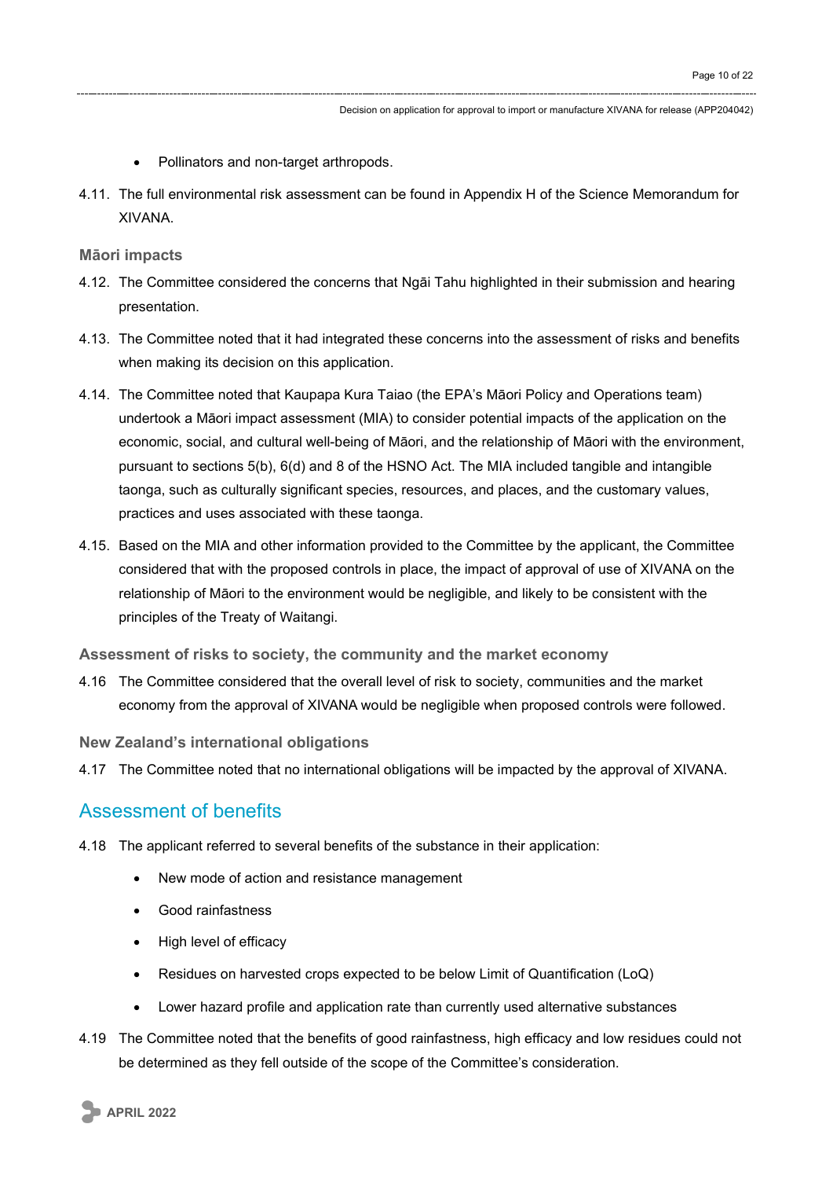- Pollinators and non-target arthropods.

4.11. The full environmental risk assessment can be found in Appendix H of the Science Memorandum for XIVANA.

### Māori impacts

4.12. The Committee considered the concerns that Ngāi Tahu highlighted in their submission and hearing presentation.

4.13. The Committee noted that it had integrated these concerns into the assessment of risks and benefits when making its decision on this application.

4.14. The Committee noted that Kaupapa Kura Taiao (the EPA's Māori Policy and Operations team) undertook a Māori impact assessment (MIA) to consider potential impacts of the application on the economic, social, and cultural well-being of Māori, and the relationship of Māori with the environment, pursuant to sections 5(b), 6(d) and 8 of the HSNO Act. The MIA included tangible and intangible taonga, such as culturally significant species, resources, and places, and the customary values, practices and uses associated with these taonga.

4.15. Based on the MIA and other information provided to the Committee by the applicant, the Committee considered that with the proposed controls in place, the impact of approval of use of XIVANA on the relationship of Māori to the environment would be negligible, and likely to be consistent with the principles of the Treaty of Waitangi.

### Assessment of risks to society, the community and the market economy

4.16 The Committee considered that the overall level of risk to society, communities and the market economy from the approval of XIVANA would be negligible when proposed controls were followed.

### New Zealand's international obligations

4.17 The Committee noted that no international obligations will be impacted by the approval of XIVANA.

## Assessment of benefits

4.18 The applicant referred to several benefits of the substance in their application:

- New mode of action and resistance management
- Good rainfastness
- High level of efficacy
- Residues on harvested crops expected to be below Limit of Quantification (LoQ)
- Lower hazard profile and application rate than currently used alternative substances

4.19 The Committee noted that the benefits of good rainfastness, high efficacy and low residues could not be determined as they fell outside of the scope of the Committee's consideration.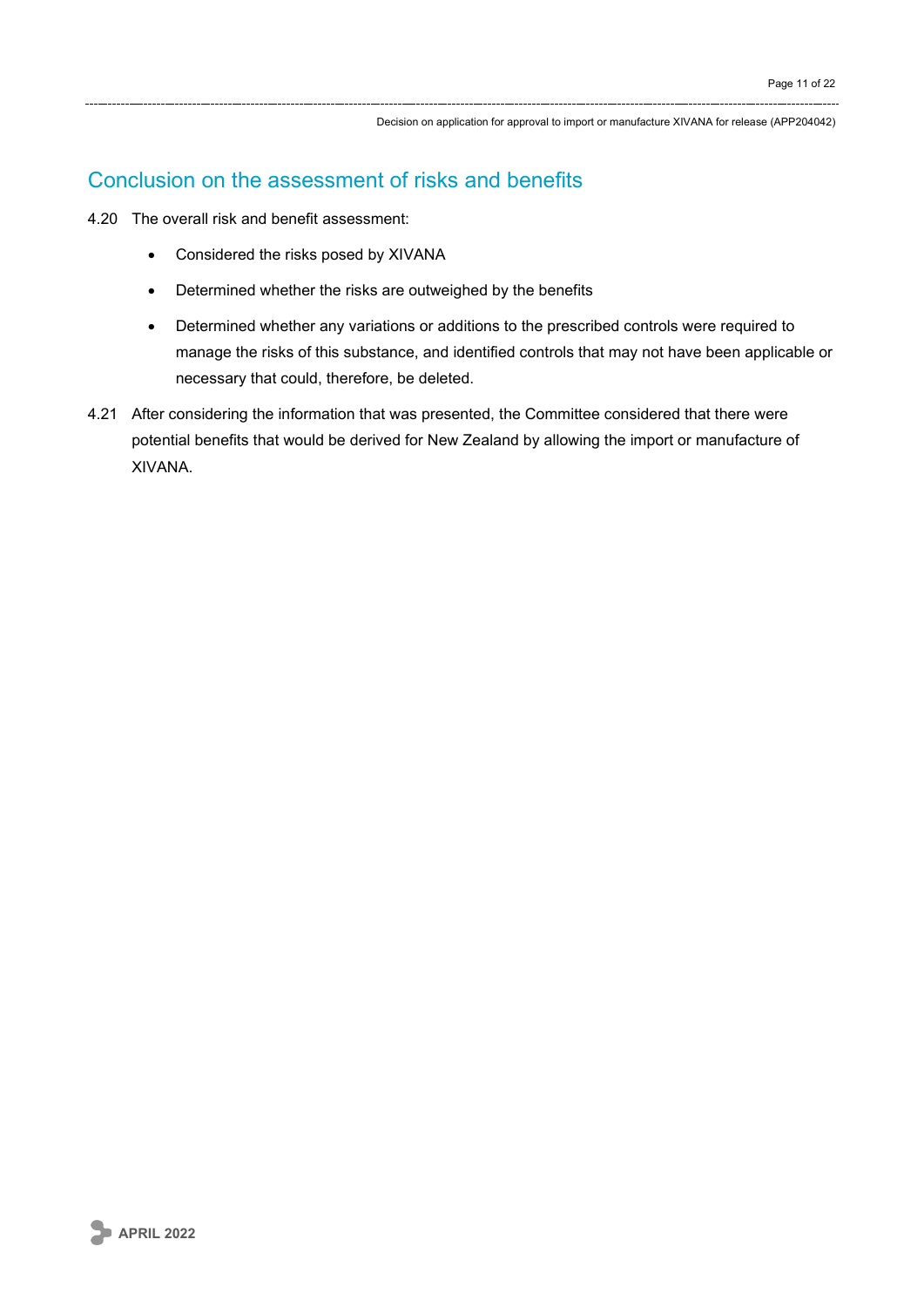## Conclusion on the assessment of risks and benefits

4.20 The overall risk and benefit assessment:

- Considered the risks posed by XIVANA
- Determined whether the risks are outweighed by the benefits
- Determined whether any variations or additions to the prescribed controls were required to manage the risks of this substance, and identified controls that may not have been applicable or necessary that could, therefore, be deleted.

4.21 After considering the information that was presented, the Committee considered that there were potential benefits that would be derived for New Zealand by allowing the import or manufacture of XIVANA.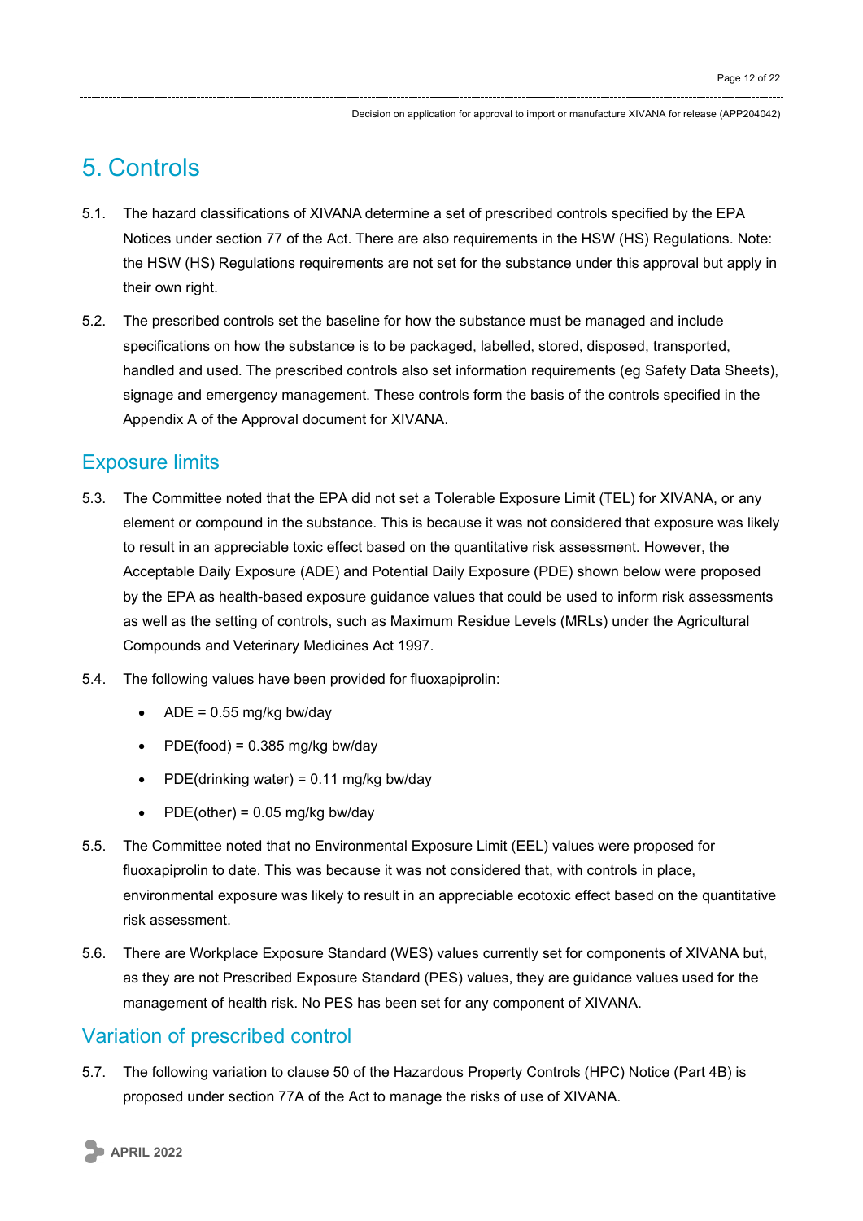# 5. Controls

5.1. The hazard classifications of XIVANA determine a set of prescribed controls specified by the EPA Notices under section 77 of the Act. There are also requirements in the HSW (HS) Regulations. Note: the HSW (HS) Regulations requirements are not set for the substance under this approval but apply in their own right.

5.2. The prescribed controls set the baseline for how the substance must be managed and include specifications on how the substance is to be packaged, labelled, stored, disposed, transported, handled and used. The prescribed controls also set information requirements (eg Safety Data Sheets), signage and emergency management. These controls form the basis of the controls specified in the Appendix A of the Approval document for XIVANA.

## Exposure limits

5.3. The Committee noted that the EPA did not set a Tolerable Exposure Limit (TEL) for XIVANA, or any element or compound in the substance. This is because it was not considered that exposure was likely to result in an appreciable toxic effect based on the quantitative risk assessment. However, the Acceptable Daily Exposure (ADE) and Potential Daily Exposure (PDE) shown below were proposed by the EPA as health-based exposure guidance values that could be used to inform risk assessments as well as the setting of controls, such as Maximum Residue Levels (MRLs) under the Agricultural Compounds and Veterinary Medicines Act 1997.

5.4. The following values have been provided for fluoxapiprolin:

- ADE = 0.55 mg/kg bw/day
- PDE(food) = 0.385 mg/kg bw/day
- PDE(drinking water) = 0.11 mg/kg bw/day
- PDE(other) = 0.05 mg/kg bw/day

5.5. The Committee noted that no Environmental Exposure Limit (EEL) values were proposed for fluoxapiprolin to date. This was because it was not considered that, with controls in place, environmental exposure was likely to result in an appreciable ecotoxic effect based on the quantitative risk assessment.

5.6. There are Workplace Exposure Standard (WES) values currently set for components of XIVANA but, as they are not Prescribed Exposure Standard (PES) values, they are guidance values used for the management of health risk. No PES has been set for any component of XIVANA.

## Variation of prescribed control

5.7. The following variation to clause 50 of the Hazardous Property Controls (HPC) Notice (Part 4B) is proposed under section 77A of the Act to manage the risks of use of XIVANA.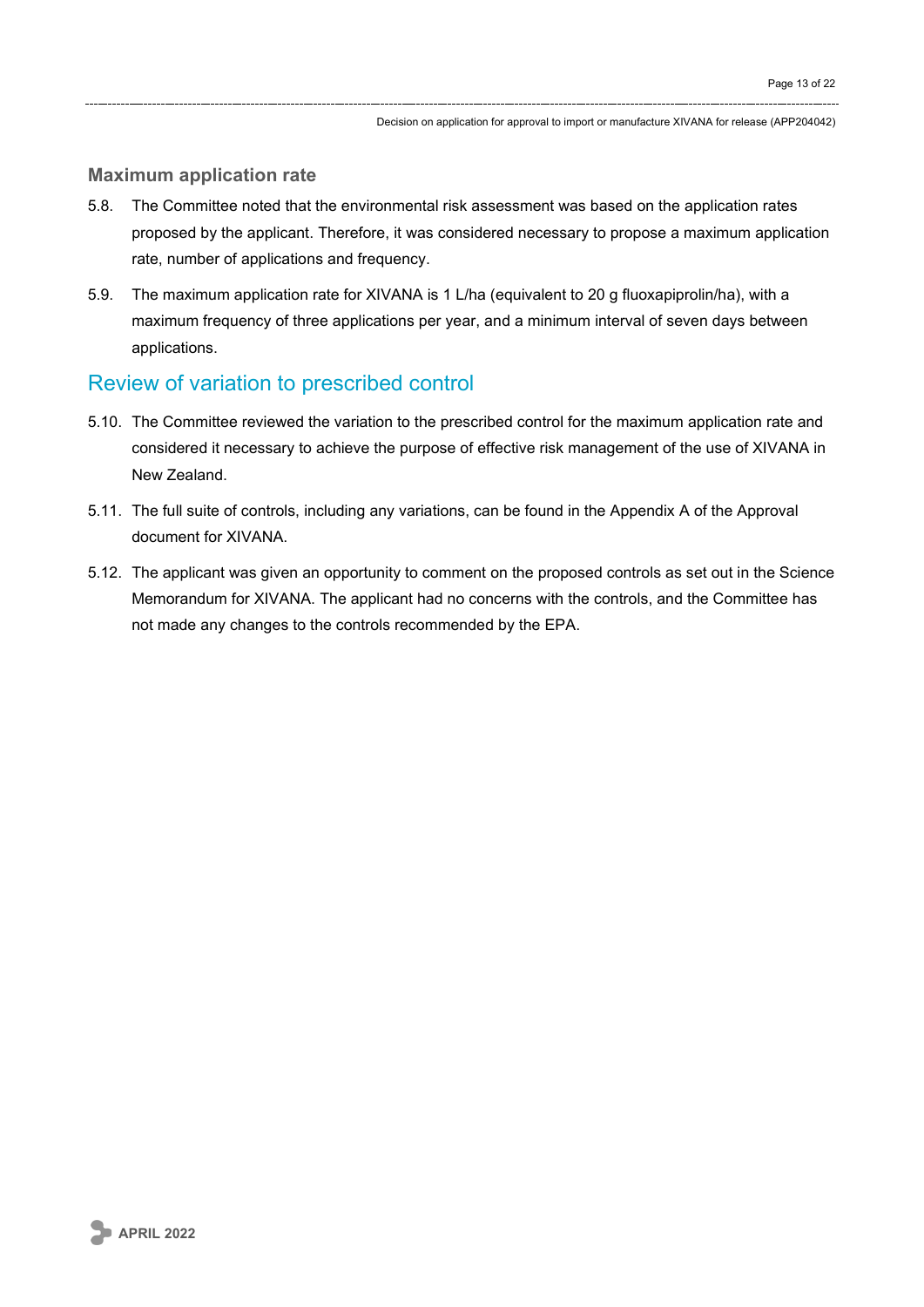### Maximum application rate

5.8. The Committee noted that the environmental risk assessment was based on the application rates proposed by the applicant. Therefore, it was considered necessary to propose a maximum application rate, number of applications and frequency.

5.9. The maximum application rate for XIVANA is 1 L/ha (equivalent to 20 g fluoxapiprolin/ha), with a maximum frequency of three applications per year, and a minimum interval of seven days between applications.

## Review of variation to prescribed control

5.10. The Committee reviewed the variation to the prescribed control for the maximum application rate and considered it necessary to achieve the purpose of effective risk management of the use of XIVANA in New Zealand.

5.11. The full suite of controls, including any variations, can be found in the Appendix A of the Approval document for XIVANA.

5.12. The applicant was given an opportunity to comment on the proposed controls as set out in the Science Memorandum for XIVANA. The applicant had no concerns with the controls, and the Committee has not made any changes to the controls recommended by the EPA.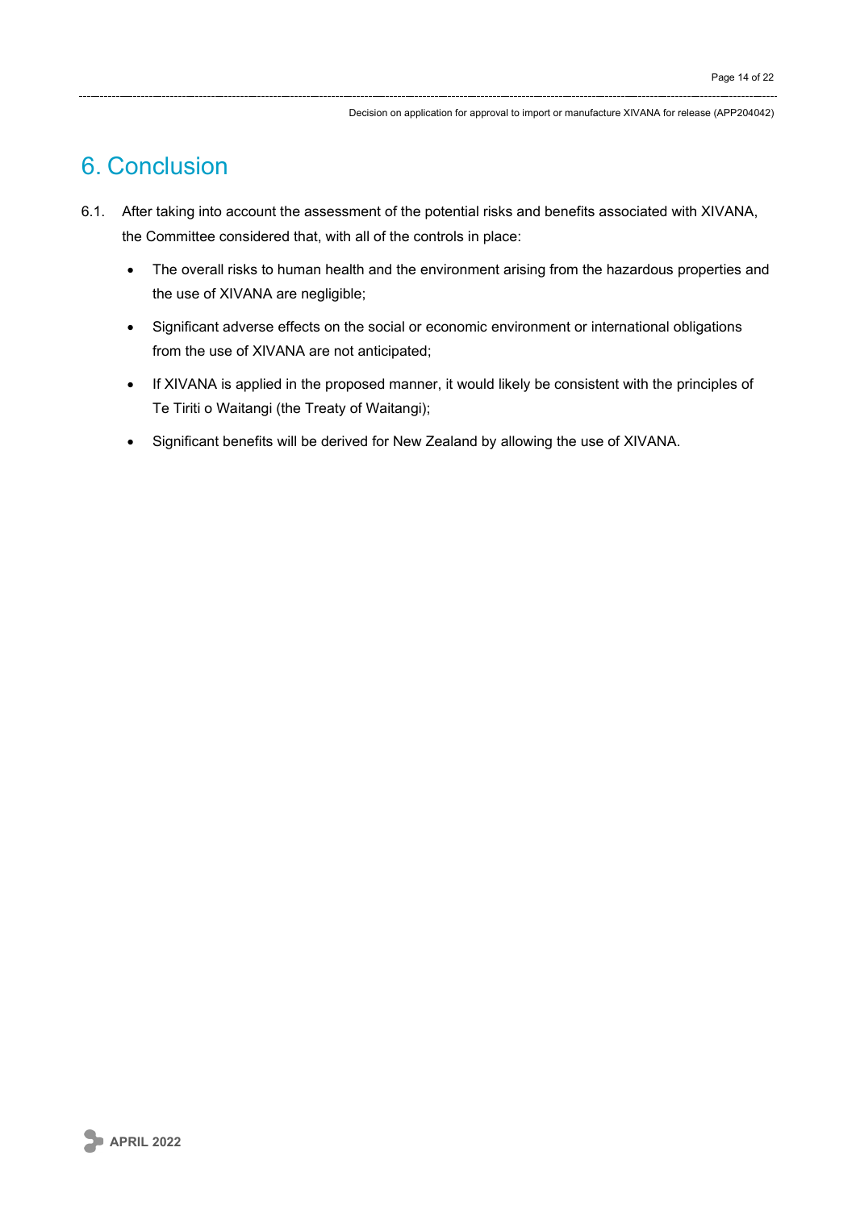# 6. Conclusion

6.1. After taking into account the assessment of the potential risks and benefits associated with XIVANA, the Committee considered that, with all of the controls in place:

- The overall risks to human health and the environment arising from the hazardous properties and the use of XIVANA are negligible;
- Significant adverse effects on the social or economic environment or international obligations from the use of XIVANA are not anticipated;
- If XIVANA is applied in the proposed manner, it would likely be consistent with the principles of Te Tiriti o Waitangi (the Treaty of Waitangi);
- Significant benefits will be derived for New Zealand by allowing the use of XIVANA.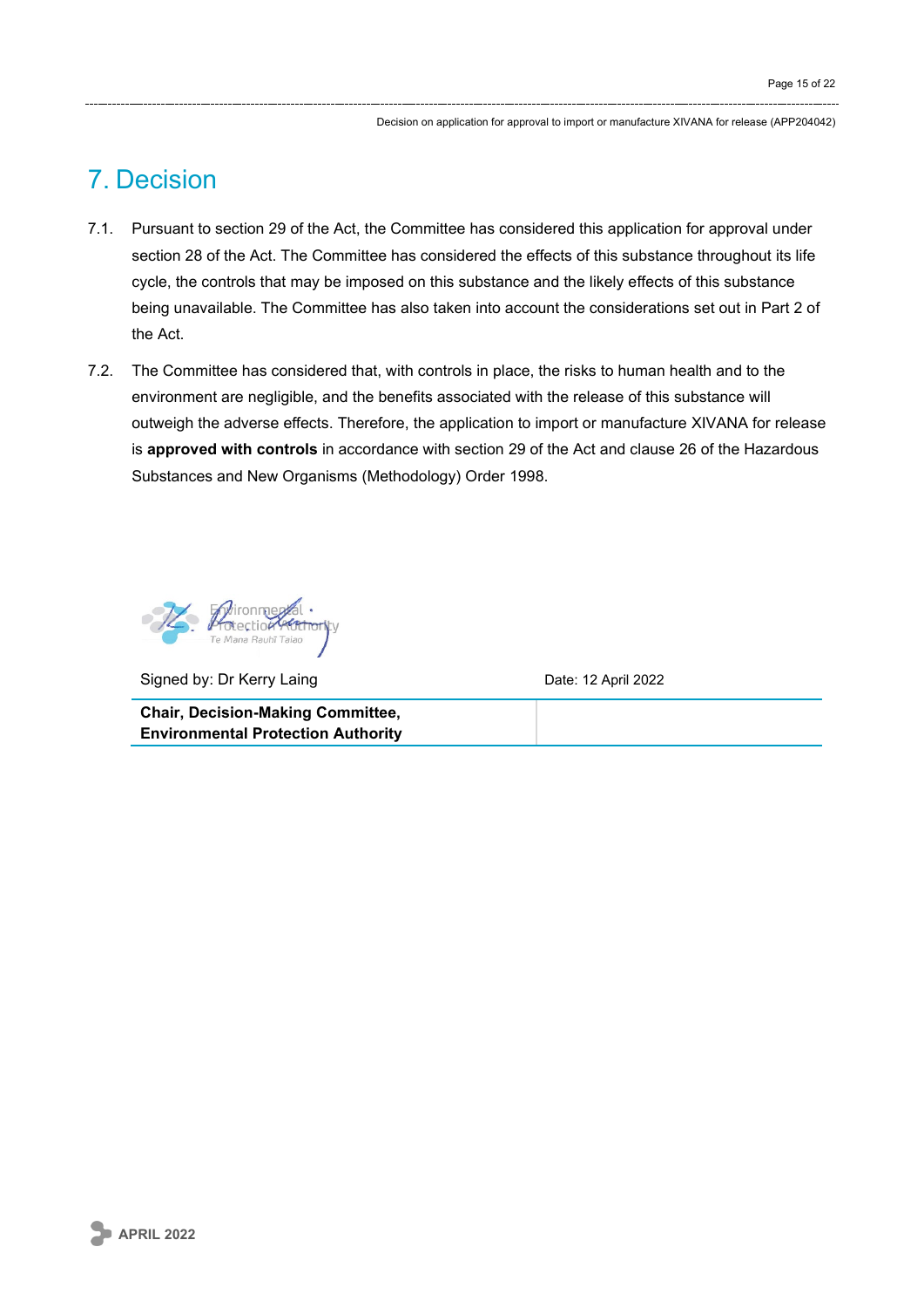## 7. Decision

7.1. Pursuant to section 29 of the Act, the Committee has considered this application for approval under section 28 of the Act. The Committee has considered the effects of this substance throughout its life cycle, the controls that may be imposed on this substance and the likely effects of this substance being unavailable. The Committee has also taken into account the considerations set out in Part 2 of the Act.

7.2. The Committee has considered that, with controls in place, the risks to human health and to the environment are negligible, and the benefits associated with the release of this substance will outweigh the adverse effects. Therefore, the application to import or manufacture XIVANA for release is **approved with controls** in accordance with section 29 of the Act and clause 26 of the Hazardous Substances and New Organisms (Methodology) Order 1998.

| Signed by: Dr Kerry Laing | Date: 12 April 2022 |
|---|---|
| **Chair, Decision-Making Committee, Environmental Protection Authority** | |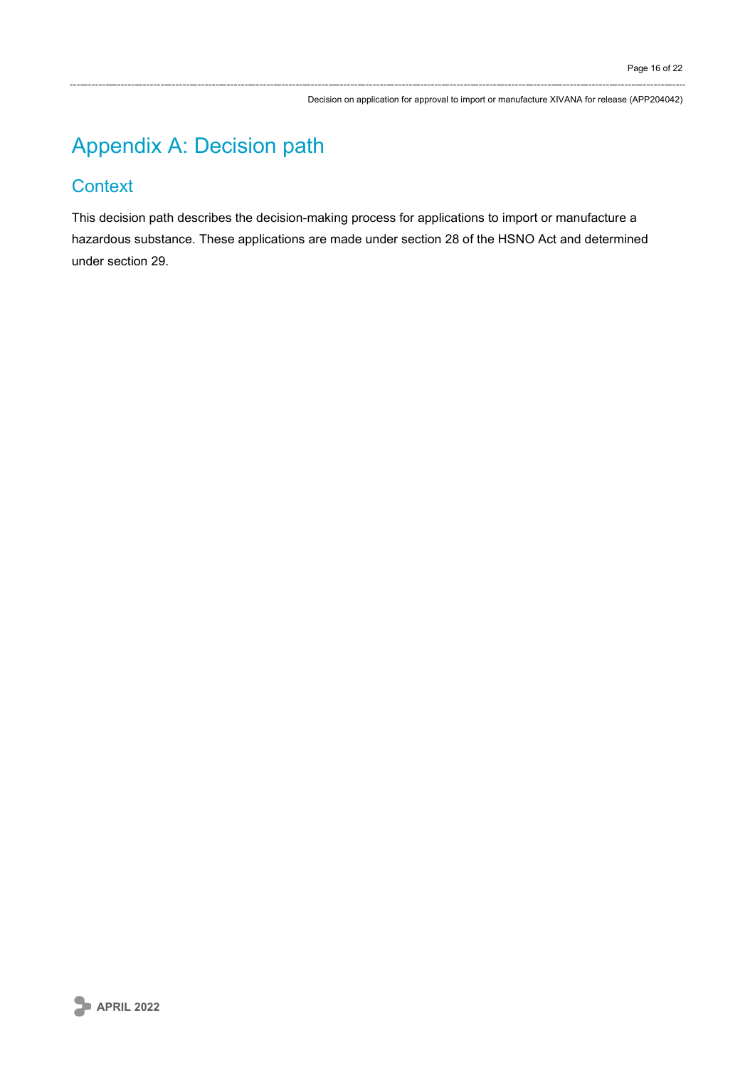# Appendix A: Decision path

## Context

This decision path describes the decision-making process for applications to import or manufacture a hazardous substance. These applications are made under section 28 of the HSNO Act and determined under section 29.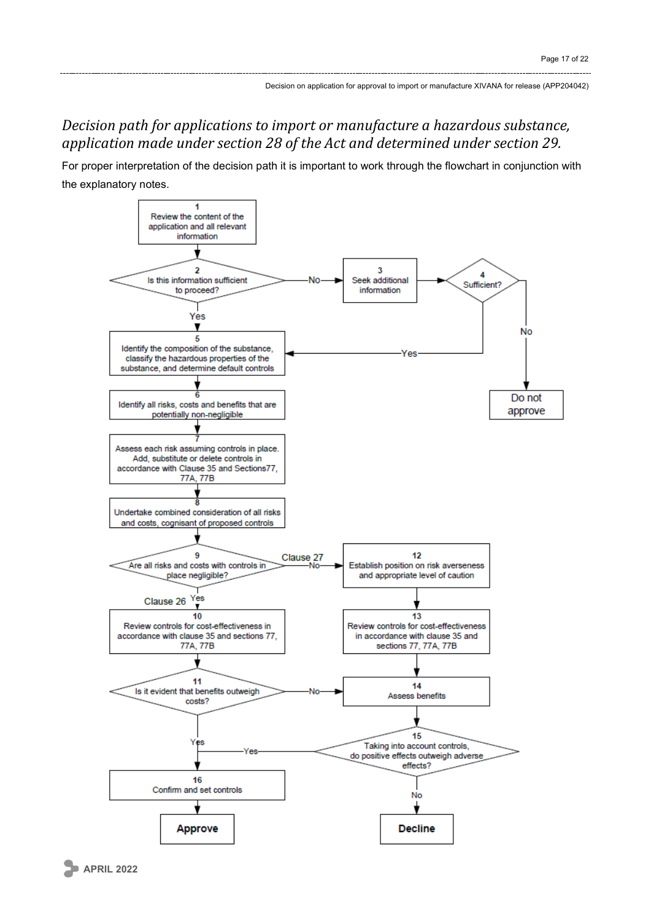*Decision path for applications to import or manufacture a hazardous substance, application made under section 28 of the Act and determined under section 29.*

For proper interpretation of the decision path it is important to work through the flowchart in conjunction with the explanatory notes.

1. Review the content of the application and all relevant information
2. Is this information sufficient to proceed?
   - Yes → 5
   - No → 3
3. Seek additional information → 4
4. Sufficient?
   - Yes → 5
   - No → Do not approve
5. Identify the composition of the substance, classify the hazardous properties of the substance, and determine default controls
6. Identify all risks, costs and benefits that are potentially non-negligible
7. Assess each risk assuming controls in place. Add, substitute or delete controls in accordance with Clause 35 and Sections77, 77A, 77B
8. Undertake combined consideration of all risks and costs, cognisant of proposed controls
9. Are all risks and costs with controls in place negligible?
   - Yes (Clause 26) → 10
   - No (Clause 27) → 12
10. Review controls for cost-effectiveness in accordance with clause 35 and sections 77, 77A, 77B
11. Is it evident that benefits outweigh costs?
    - Yes → 16
    - No → 14
12. Establish position on risk averseness and appropriate level of caution
13. Review controls for cost-effectiveness in accordance with clause 35 and sections 77, 77A, 77B
14. Assess benefits
15. Taking into account controls, do positive effects outweigh adverse effects?
    - Yes → 16
    - No → Decline
16. Confirm and set controls → Approve

**APRIL 2022**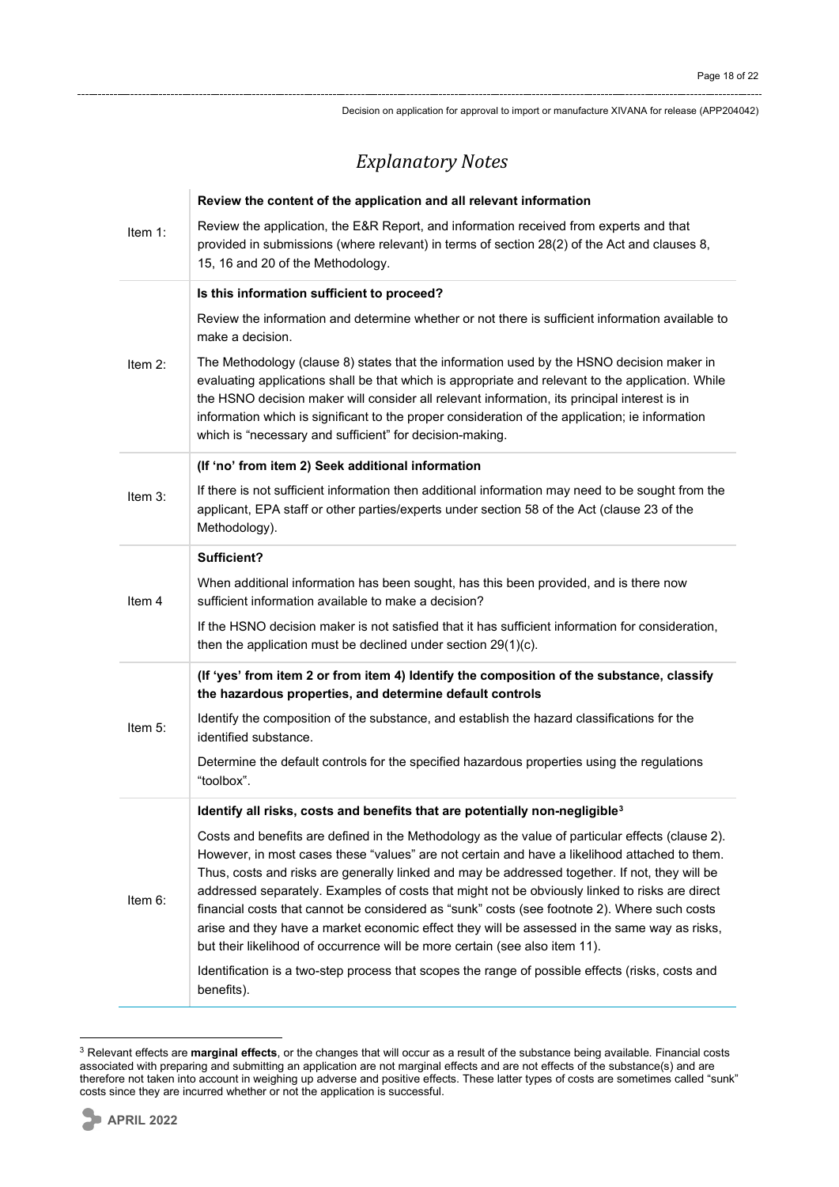# *Explanatory Notes*

| | |
|---|---|
| Item 1: | **Review the content of the application and all relevant information**<br><br>Review the application, the E&R Report, and information received from experts and that provided in submissions (where relevant) in terms of section 28(2) of the Act and clauses 8, 15, 16 and 20 of the Methodology. |
| Item 2: | **Is this information sufficient to proceed?**<br><br>Review the information and determine whether or not there is sufficient information available to make a decision.<br><br>The Methodology (clause 8) states that the information used by the HSNO decision maker in evaluating applications shall be that which is appropriate and relevant to the application. While the HSNO decision maker will consider all relevant information, its principal interest is in information which is significant to the proper consideration of the application; ie information which is "necessary and sufficient" for decision-making. |
| Item 3: | **(If 'no' from item 2) Seek additional information**<br><br>If there is not sufficient information then additional information may need to be sought from the applicant, EPA staff or other parties/experts under section 58 of the Act (clause 23 of the Methodology). |
| Item 4 | **Sufficient?**<br><br>When additional information has been sought, has this been provided, and is there now sufficient information available to make a decision?<br><br>If the HSNO decision maker is not satisfied that it has sufficient information for consideration, then the application must be declined under section 29(1)(c). |
| Item 5: | **(If 'yes' from item 2 or from item 4) Identify the composition of the substance, classify the hazardous properties, and determine default controls**<br><br>Identify the composition of the substance, and establish the hazard classifications for the identified substance.<br><br>Determine the default controls for the specified hazardous properties using the regulations "toolbox". |
| Item 6: | **Identify all risks, costs and benefits that are potentially non-negligible[3]**<br><br>Costs and benefits are defined in the Methodology as the value of particular effects (clause 2). However, in most cases these "values" are not certain and have a likelihood attached to them. Thus, costs and risks are generally linked and may be addressed together. If not, they will be addressed separately. Examples of costs that might not be obviously linked to risks are direct financial costs that cannot be considered as "sunk" costs (see footnote 2). Where such costs arise and they have a market economic effect they will be assessed in the same way as risks, but their likelihood of occurrence will be more certain (see also item 11).<br><br>Identification is a two-step process that scopes the range of possible effects (risks, costs and benefits). |

[3] Relevant effects are **marginal effects**, or the changes that will occur as a result of the substance being available. Financial costs associated with preparing and submitting an application are not marginal effects and are not effects of the substance(s) and are therefore not taken into account in weighing up adverse and positive effects. These latter types of costs are sometimes called "sunk" costs since they are incurred whether or not the application is successful.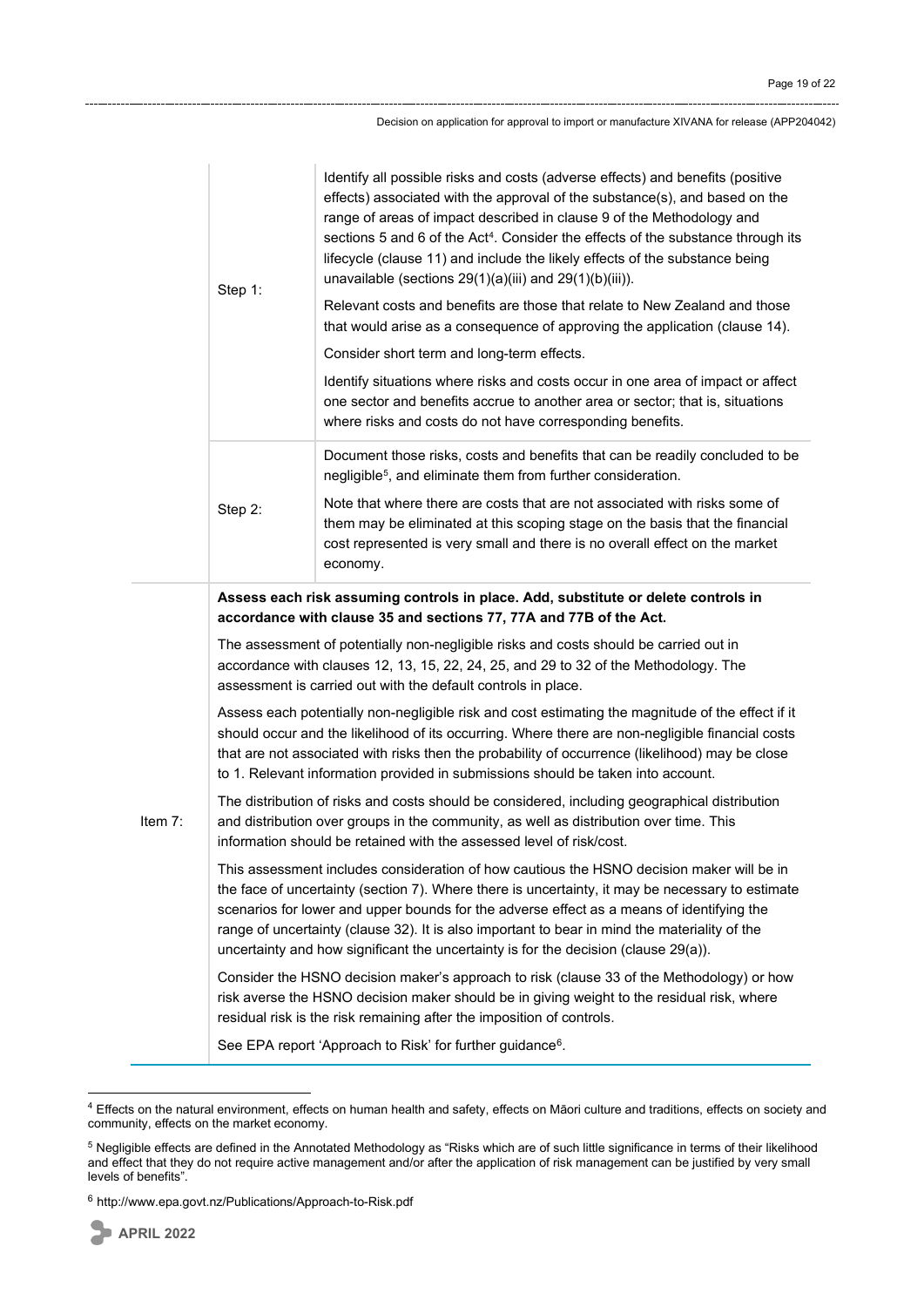| | | |
|---|---|---|
| | Step 1: | Identify all possible risks and costs (adverse effects) and benefits (positive effects) associated with the approval of the substance(s), and based on the range of areas of impact described in clause 9 of the Methodology and sections 5 and 6 of the Act[4]. Consider the effects of the substance through its lifecycle (clause 11) and include the likely effects of the substance being unavailable (sections 29(1)(a)(iii) and 29(1)(b)(iii)).<br><br>Relevant costs and benefits are those that relate to New Zealand and those that would arise as a consequence of approving the application (clause 14).<br><br>Consider short term and long-term effects.<br><br>Identify situations where risks and costs occur in one area of impact or affect one sector and benefits accrue to another area or sector; that is, situations where risks and costs do not have corresponding benefits. |
| | Step 2: | Document those risks, costs and benefits that can be readily concluded to be negligible[5], and eliminate them from further consideration.<br><br>Note that where there are costs that are not associated with risks some of them may be eliminated at this scoping stage on the basis that the financial cost represented is very small and there is no overall effect on the market economy. |
| Item 7: | **Assess each risk assuming controls in place. Add, substitute or delete controls in accordance with clause 35 and sections 77, 77A and 77B of the Act.**<br><br>The assessment of potentially non-negligible risks and costs should be carried out in accordance with clauses 12, 13, 15, 22, 24, 25, and 29 to 32 of the Methodology. The assessment is carried out with the default controls in place.<br><br>Assess each potentially non-negligible risk and cost estimating the magnitude of the effect if it should occur and the likelihood of its occurring. Where there are non-negligible financial costs that are not associated with risks then the probability of occurrence (likelihood) may be close to 1. Relevant information provided in submissions should be taken into account.<br><br>The distribution of risks and costs should be considered, including geographical distribution and distribution over groups in the community, as well as distribution over time. This information should be retained with the assessed level of risk/cost.<br><br>This assessment includes consideration of how cautious the HSNO decision maker will be in the face of uncertainty (section 7). Where there is uncertainty, it may be necessary to estimate scenarios for lower and upper bounds for the adverse effect as a means of identifying the range of uncertainty (clause 32). It is also important to bear in mind the materiality of the uncertainty and how significant the uncertainty is for the decision (clause 29(a)).<br><br>Consider the HSNO decision maker's approach to risk (clause 33 of the Methodology) or how risk averse the HSNO decision maker should be in giving weight to the residual risk, where residual risk is the risk remaining after the imposition of controls.<br><br>See EPA report 'Approach to Risk' for further guidance[6]. | |

[4] Effects on the natural environment, effects on human health and safety, effects on Māori culture and traditions, effects on society and community, effects on the market economy.

[5] Negligible effects are defined in the Annotated Methodology as "Risks which are of such little significance in terms of their likelihood and effect that they do not require active management and/or after the application of risk management can be justified by very small levels of benefits".

[6] http://www.epa.govt.nz/Publications/Approach-to-Risk.pdf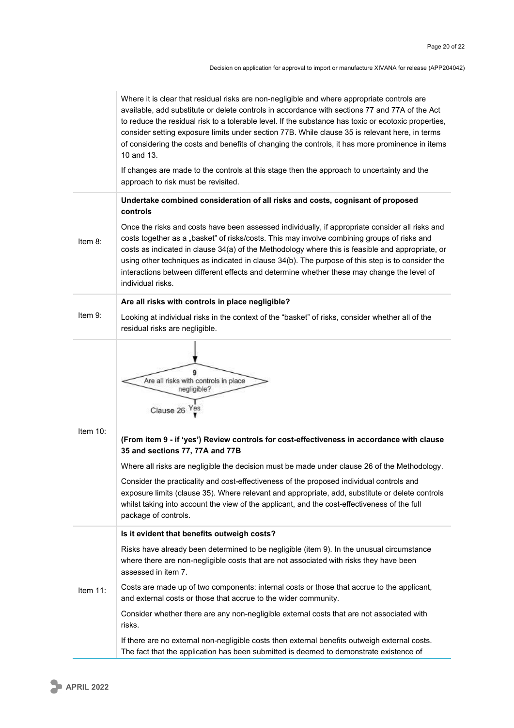| | |
|---|---|
| | Where it is clear that residual risks are non-negligible and where appropriate controls are available, add substitute or delete controls in accordance with sections 77 and 77A of the Act to reduce the residual risk to a tolerable level. If the substance has toxic or ecotoxic properties, consider setting exposure limits under section 77B. While clause 35 is relevant here, in terms of considering the costs and benefits of changing the controls, it has more prominence in items 10 and 13.<br><br>If changes are made to the controls at this stage then the approach to uncertainty and the approach to risk must be revisited. |
| Item 8: | **Undertake combined consideration of all risks and costs, cognisant of proposed controls**<br><br>Once the risks and costs have been assessed individually, if appropriate consider all risks and costs together as a „basket" of risks/costs. This may involve combining groups of risks and costs as indicated in clause 34(a) of the Methodology where this is feasible and appropriate, or using other techniques as indicated in clause 34(b). The purpose of this step is to consider the interactions between different effects and determine whether these may change the level of individual risks. |
| Item 9: | **Are all risks with controls in place negligible?**<br><br>Looking at individual risks in the context of the "basket" of risks, consider whether all of the residual risks are negligible. |
| Item 10: | 9 Are all risks with controls in place negligible? Clause 26 Yes<br><br>**(From item 9 - if 'yes') Review controls for cost-effectiveness in accordance with clause 35 and sections 77, 77A and 77B**<br><br>Where all risks are negligible the decision must be made under clause 26 of the Methodology.<br><br>Consider the practicality and cost-effectiveness of the proposed individual controls and exposure limits (clause 35). Where relevant and appropriate, add, substitute or delete controls whilst taking into account the view of the applicant, and the cost-effectiveness of the full package of controls. |
| Item 11: | **Is it evident that benefits outweigh costs?**<br><br>Risks have already been determined to be negligible (item 9). In the unusual circumstance where there are non-negligible costs that are not associated with risks they have been assessed in item 7.<br><br>Costs are made up of two components: internal costs or those that accrue to the applicant, and external costs or those that accrue to the wider community.<br><br>Consider whether there are any non-negligible external costs that are not associated with risks.<br><br>If there are no external non-negligible costs then external benefits outweigh external costs. The fact that the application has been submitted is deemed to demonstrate existence of |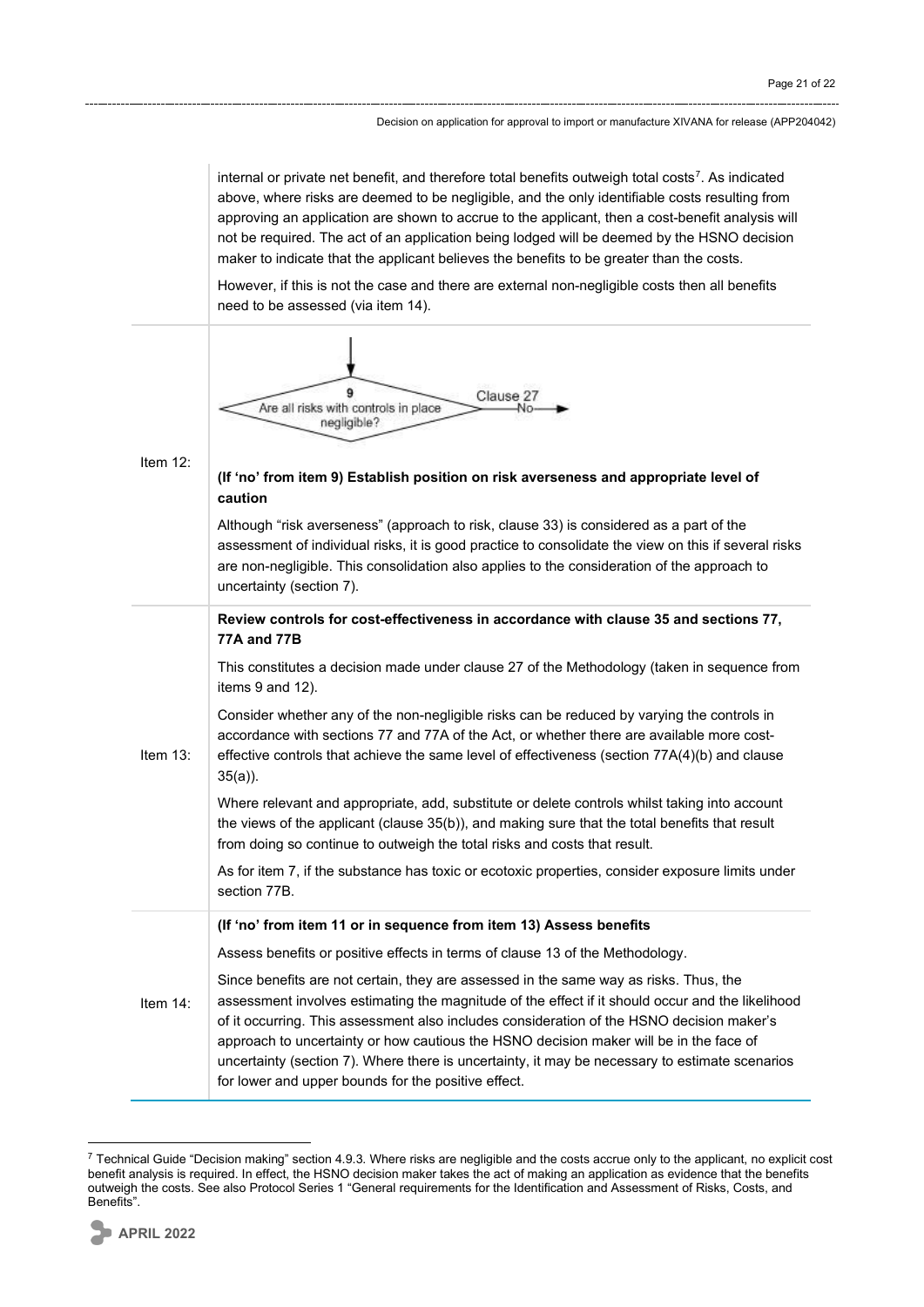| | |
|---|---|
| | internal or private net benefit, and therefore total benefits outweigh total costs[7]. As indicated above, where risks are deemed to be negligible, and the only identifiable costs resulting from approving an application are shown to accrue to the applicant, then a cost-benefit analysis will not be required. The act of an application being lodged will be deemed by the HSNO decision maker to indicate that the applicant believes the benefits to be greater than the costs.<br><br>However, if this is not the case and there are external non-negligible costs then all benefits need to be assessed (via item 14). |
| Item 12: | 9 Are all risks with controls in place negligible? — No → Clause 27<br><br>**(If 'no' from item 9) Establish position on risk averseness and appropriate level of caution**<br><br>Although "risk averseness" (approach to risk, clause 33) is considered as a part of the assessment of individual risks, it is good practice to consolidate the view on this if several risks are non-negligible. This consolidation also applies to the consideration of the approach to uncertainty (section 7). |
| Item 13: | **Review controls for cost-effectiveness in accordance with clause 35 and sections 77, 77A and 77B**<br><br>This constitutes a decision made under clause 27 of the Methodology (taken in sequence from items 9 and 12).<br><br>Consider whether any of the non-negligible risks can be reduced by varying the controls in accordance with sections 77 and 77A of the Act, or whether there are available more cost-effective controls that achieve the same level of effectiveness (section 77A(4)(b) and clause 35(a)).<br><br>Where relevant and appropriate, add, substitute or delete controls whilst taking into account the views of the applicant (clause 35(b)), and making sure that the total benefits that result from doing so continue to outweigh the total risks and costs that result.<br><br>As for item 7, if the substance has toxic or ecotoxic properties, consider exposure limits under section 77B. |
| Item 14: | **(If 'no' from item 11 or in sequence from item 13) Assess benefits**<br><br>Assess benefits or positive effects in terms of clause 13 of the Methodology.<br><br>Since benefits are not certain, they are assessed in the same way as risks. Thus, the assessment involves estimating the magnitude of the effect if it should occur and the likelihood of it occurring. This assessment also includes consideration of the HSNO decision maker's approach to uncertainty or how cautious the HSNO decision maker will be in the face of uncertainty (section 7). Where there is uncertainty, it may be necessary to estimate scenarios for lower and upper bounds for the positive effect. |

[7] Technical Guide "Decision making" section 4.9.3. Where risks are negligible and the costs accrue only to the applicant, no explicit cost benefit analysis is required. In effect, the HSNO decision maker takes the act of making an application as evidence that the benefits outweigh the costs. See also Protocol Series 1 "General requirements for the Identification and Assessment of Risks, Costs, and Benefits".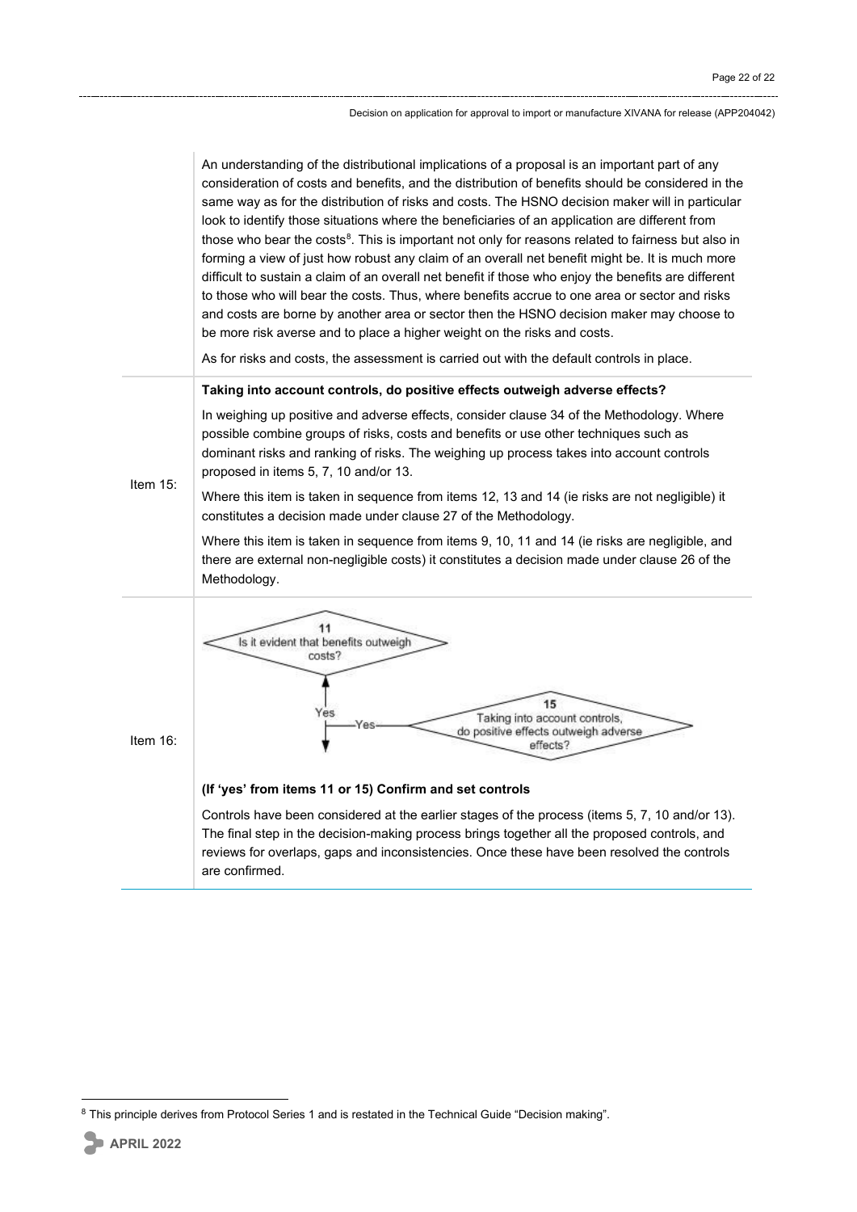| | |
|---|---|
| | An understanding of the distributional implications of a proposal is an important part of any consideration of costs and benefits, and the distribution of benefits should be considered in the same way as for the distribution of risks and costs. The HSNO decision maker will in particular look to identify those situations where the beneficiaries of an application are different from those who bear the costs[8]. This is important not only for reasons related to fairness but also in forming a view of just how robust any claim of an overall net benefit might be. It is much more difficult to sustain a claim of an overall net benefit if those who enjoy the benefits are different to those who will bear the costs. Thus, where benefits accrue to one area or sector and risks and costs are borne by another area or sector then the HSNO decision maker may choose to be more risk averse and to place a higher weight on the risks and costs. As for risks and costs, the assessment is carried out with the default controls in place. |
| Item 15: | **Taking into account controls, do positive effects outweigh adverse effects?** In weighing up positive and adverse effects, consider clause 34 of the Methodology. Where possible combine groups of risks, costs and benefits or use other techniques such as dominant risks and ranking of risks. The weighing up process takes into account controls proposed in items 5, 7, 10 and/or 13. Where this item is taken in sequence from items 12, 13 and 14 (ie risks are not negligible) it constitutes a decision made under clause 27 of the Methodology. Where this item is taken in sequence from items 9, 10, 11 and 14 (ie risks are negligible, and there are external non-negligible costs) it constitutes a decision made under clause 26 of the Methodology. |
| Item 16: | 11 Is it evident that benefits outweigh costs? Yes — Yes — 15 Taking into account controls, do positive effects outweigh adverse effects? **(If 'yes' from items 11 or 15) Confirm and set controls** Controls have been considered at the earlier stages of the process (items 5, 7, 10 and/or 13). The final step in the decision-making process brings together all the proposed controls, and reviews for overlaps, gaps and inconsistencies. Once these have been resolved the controls are confirmed. |

[8] This principle derives from Protocol Series 1 and is restated in the Technical Guide "Decision making".